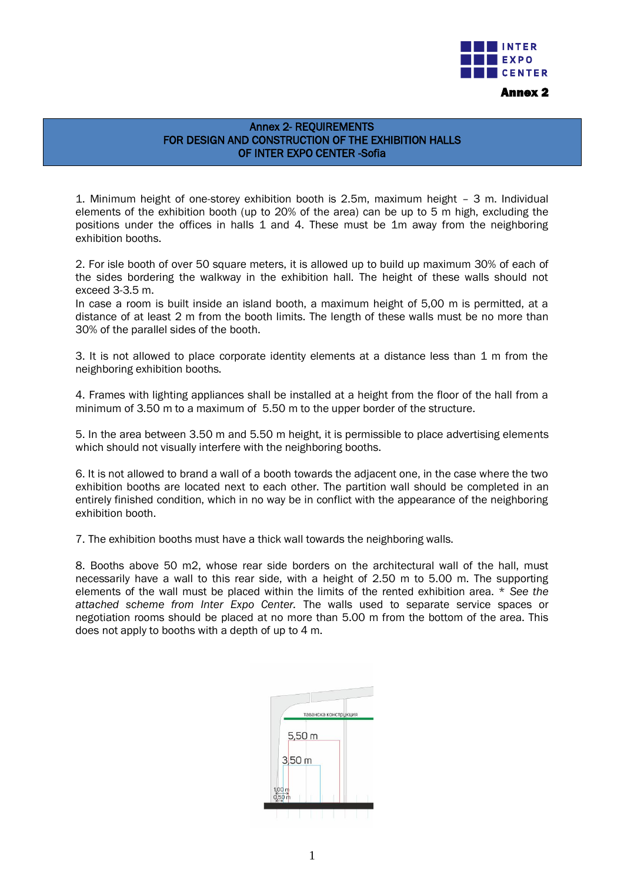INTER EXPO CENTER

**Annex 2**

# Annex 2- REQUIREMENTS FOR DESIGN AND CONSTRUCTION OF THE EXHIBITION HALLS OF INTER EXPO CENTER -Sofia

1. Minimum height of one-storey exhibition booth is 2.5m, maximum height – 3 m. Individual elements of the exhibition booth (up to 20% of the area) can be up to 5 m high, excluding the positions under the offices in halls 1 and 4. These must be 1m away from the neighboring exhibition booths.

2. For isle booth of over 50 square meters, it is allowed up to build up maximum 30% of each of the sides bordering the walkway in the exhibition hall. The height of these walls should not exceed 3-3.5 m.
In case a room is built inside an island booth, a maximum height of 5,00 m is permitted, at a distance of at least 2 m from the booth limits. The length of these walls must be no more than 30% of the parallel sides of the booth.

3. It is not allowed to place corporate identity elements at a distance less than 1 m from the neighboring exhibition booths.

4. Frames with lighting appliances shall be installed at a height from the floor of the hall from a minimum of 3.50 m to a maximum of 5.50 m to the upper border of the structure.

5. In the area between 3.50 m and 5.50 m height, it is permissible to place advertising elements which should not visually interfere with the neighboring booths.

6. It is not allowed to brand a wall of a booth towards the adjacent one, in the case where the two exhibition booths are located next to each other. The partition wall should be completed in an entirely finished condition, which in no way be in conflict with the appearance of the neighboring exhibition booth.

7. The exhibition booths must have a thick wall towards the neighboring walls.

8. Booths above 50 m2, whose rear side borders on the architectural wall of the hall, must necessarily have a wall to this rear side, with a height of 2.50 m to 5.00 m. The supporting elements of the wall must be placed within the limits of the rented exhibition area. *\* See the attached scheme from Inter Expo Center.* The walls used to separate service spaces or negotiation rooms should be placed at no more than 5.00 m from the bottom of the area. This does not apply to booths with a depth of up to 4 m.

таванска конструкция

5,50 m

3,50 m

1,00 m
0,50 m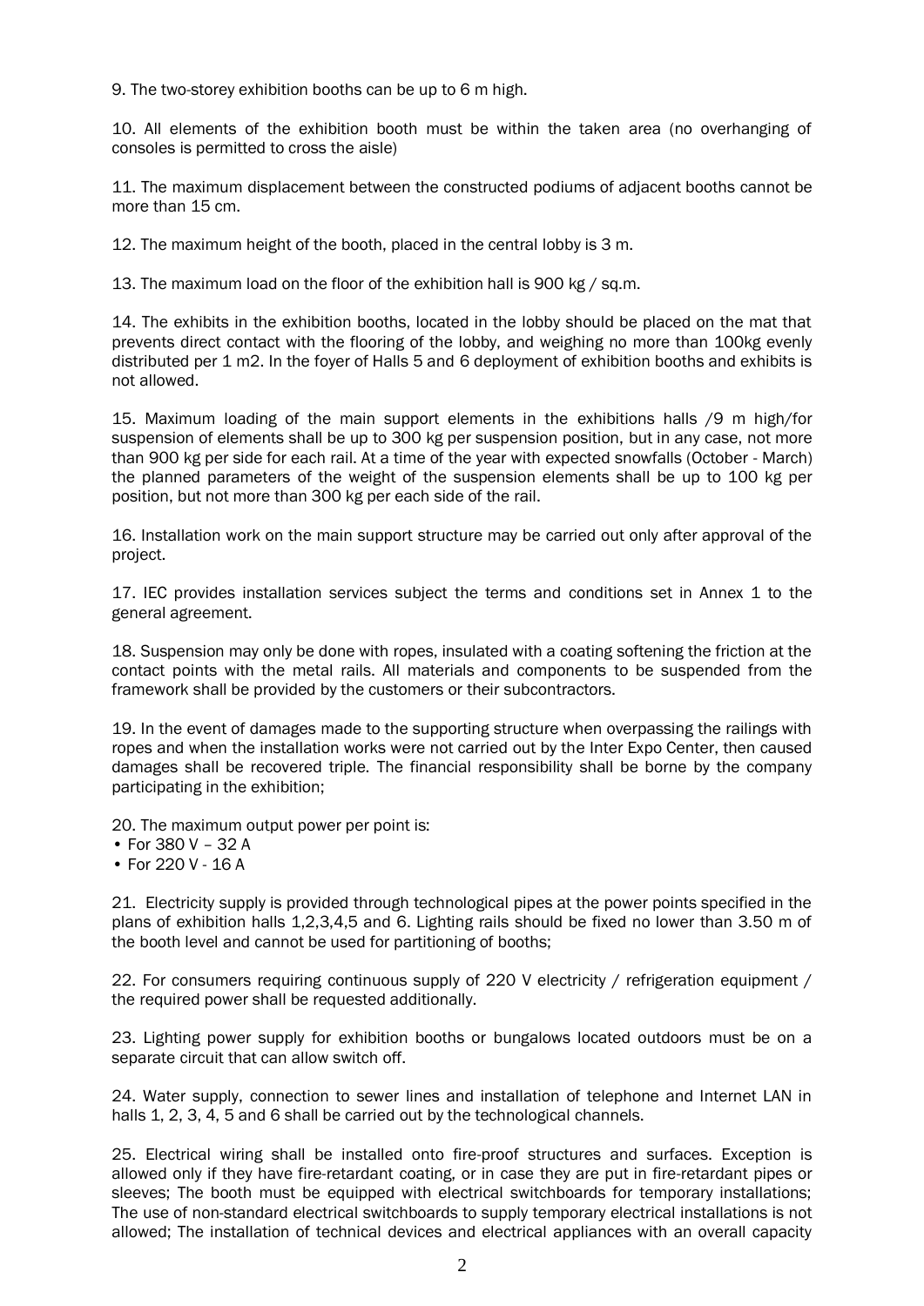9. The two-storey exhibition booths can be up to 6 m high.

10. All elements of the exhibition booth must be within the taken area (no overhanging of consoles is permitted to cross the aisle)

11. The maximum displacement between the constructed podiums of adjacent booths cannot be more than 15 cm.

12. The maximum height of the booth, placed in the central lobby is 3 m.

13. The maximum load on the floor of the exhibition hall is 900 kg / sq.m.

14. The exhibits in the exhibition booths, located in the lobby should be placed on the mat that prevents direct contact with the flooring of the lobby, and weighing no more than 100kg evenly distributed per 1 m2. In the foyer of Halls 5 and 6 deployment of exhibition booths and exhibits is not allowed.

15. Maximum loading of the main support elements in the exhibitions halls /9 m high/for suspension of elements shall be up to 300 kg per suspension position, but in any case, not more than 900 kg per side for each rail. At a time of the year with expected snowfalls (October - March) the planned parameters of the weight of the suspension elements shall be up to 100 kg per position, but not more than 300 kg per each side of the rail.

16. Installation work on the main support structure may be carried out only after approval of the project.

17. IEC provides installation services subject the terms and conditions set in Annex 1 to the general agreement.

18. Suspension may only be done with ropes, insulated with a coating softening the friction at the contact points with the metal rails. All materials and components to be suspended from the framework shall be provided by the customers or their subcontractors.

19. In the event of damages made to the supporting structure when overpassing the railings with ropes and when the installation works were not carried out by the Inter Expo Center, then caused damages shall be recovered triple. The financial responsibility shall be borne by the company participating in the exhibition;

20. The maximum output power per point is:

- For 380 V – 32 A
- For 220 V - 16 A

21. Electricity supply is provided through technological pipes at the power points specified in the plans of exhibition halls 1,2,3,4,5 and 6. Lighting rails should be fixed no lower than 3.50 m of the booth level and cannot be used for partitioning of booths;

22. For consumers requiring continuous supply of 220 V electricity / refrigeration equipment / the required power shall be requested additionally.

23. Lighting power supply for exhibition booths or bungalows located outdoors must be on a separate circuit that can allow switch off.

24. Water supply, connection to sewer lines and installation of telephone and Internet LAN in halls 1, 2, 3, 4, 5 and 6 shall be carried out by the technological channels.

25. Electrical wiring shall be installed onto fire-proof structures and surfaces. Exception is allowed only if they have fire-retardant coating, or in case they are put in fire-retardant pipes or sleeves; The booth must be equipped with electrical switchboards for temporary installations; The use of non-standard electrical switchboards to supply temporary electrical installations is not allowed; The installation of technical devices and electrical appliances with an overall capacity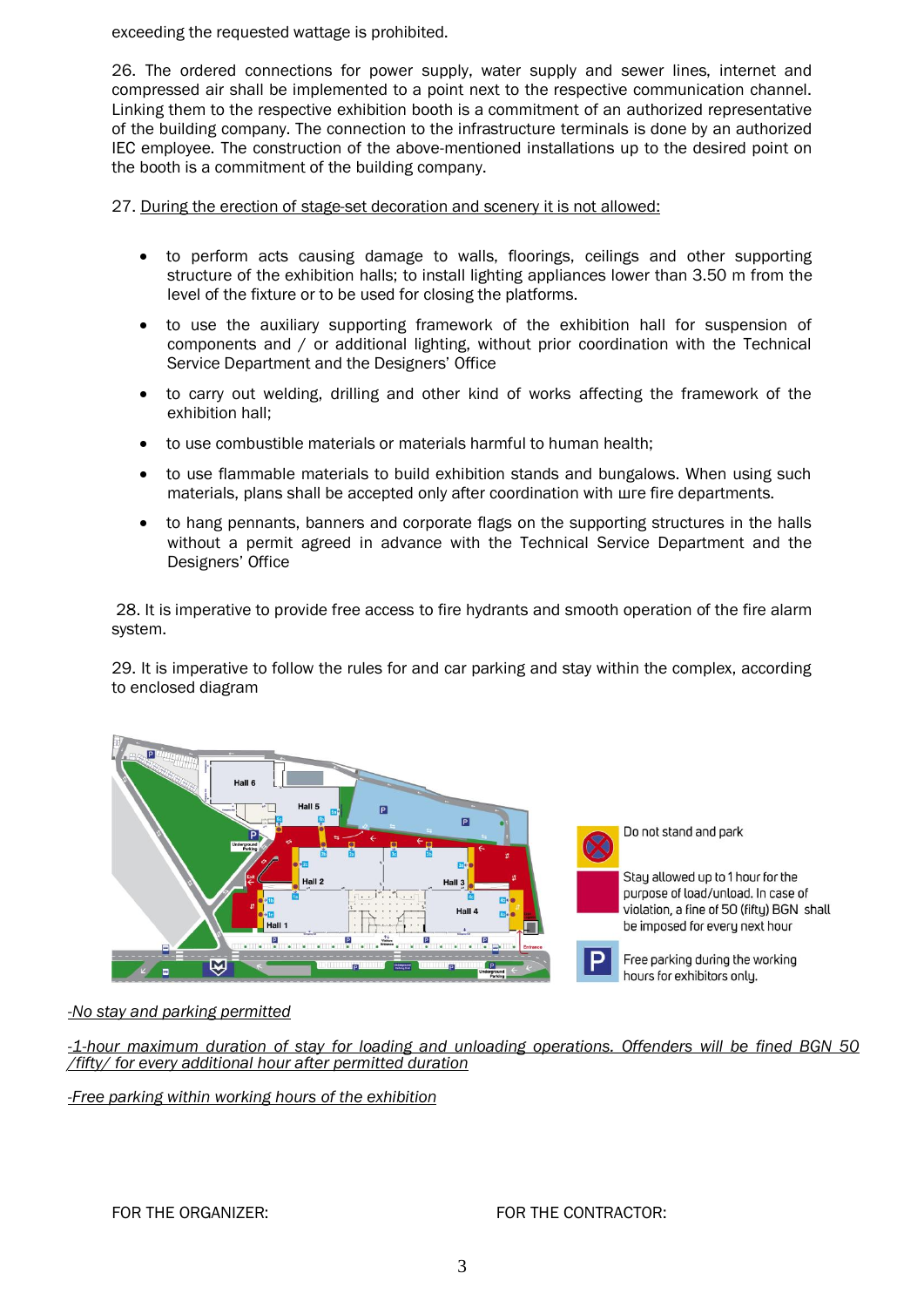exceeding the requested wattage is prohibited.

26. The ordered connections for power supply, water supply and sewer lines, internet and compressed air shall be implemented to a point next to the respective communication channel. Linking them to the respective exhibition booth is a commitment of an authorized representative of the building company. The connection to the infrastructure terminals is done by an authorized IEC employee. The construction of the above-mentioned installations up to the desired point on the booth is a commitment of the building company.

27. <u>During the erection of stage-set decoration and scenery it is not allowed:</u>

- to perform acts causing damage to walls, floorings, ceilings and other supporting structure of the exhibition halls; to install lighting appliances lower than 3.50 m from the level of the fixture or to be used for closing the platforms.
- to use the auxiliary supporting framework of the exhibition hall for suspension of components and / or additional lighting, without prior coordination with the Technical Service Department and the Designers' Office
- to carry out welding, drilling and other kind of works affecting the framework of the exhibition hall;
- to use combustible materials or materials harmful to human health;
- to use flammable materials to build exhibition stands and bungalows. When using such materials, plans shall be accepted only after coordination with шre fire departments.
- to hang pennants, banners and corporate flags on the supporting structures in the halls without a permit agreed in advance with the Technical Service Department and the Designers' Office

28. It is imperative to provide free access to fire hydrants and smooth operation of the fire alarm system.

29. It is imperative to follow the rules for and car parking and stay within the complex, according to enclosed diagram

Hall 6
Hall 5
Hall 2
Hall 3
Hall 4
Hall 1
Underground Parking
Exit
Entrance

Do not stand and park

Stay allowed up to 1 hour for the purpose of load/unload. In case of violation, a fine of 50 (fifty) BGN shall be imposed for every next hour

Free parking during the working hours for exhibitors only.

<u>*-No stay and parking permitted*</u>

<u>*-1-hour maximum duration of stay for loading and unloading operations. Offenders will be fined BGN 50 /fifty/ for every additional hour after permitted duration*</u>

<u>*-Free parking within working hours of the exhibition*</u>

FOR THE ORGANIZER: FOR THE CONTRACTOR: